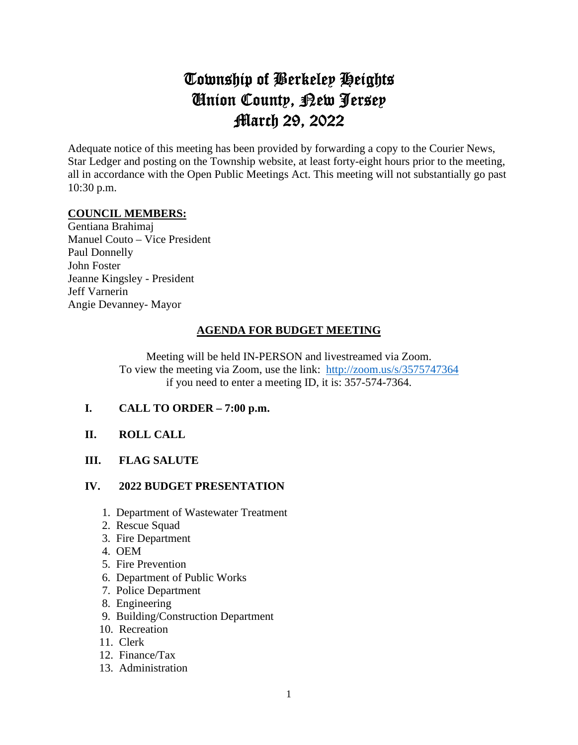# Township of Berkeley Heights
# Union County, New Jersey
# March 29, 2022

Adequate notice of this meeting has been provided by forwarding a copy to the Courier News, Star Ledger and posting on the Township website, at least forty-eight hours prior to the meeting, all in accordance with the Open Public Meetings Act. This meeting will not substantially go past 10:30 p.m.

**COUNCIL MEMBERS:**

Gentiana Brahimaj
Manuel Couto – Vice President
Paul Donnelly
John Foster
Jeanne Kingsley - President
Jeff Varnerin
Angie Devanney- Mayor

## AGENDA FOR BUDGET MEETING

Meeting will be held IN-PERSON and livestreamed via Zoom.
To view the meeting via Zoom, use the link: http://zoom.us/s/3575747364
if you need to enter a meeting ID, it is: 357-574-7364.

**I. CALL TO ORDER – 7:00 p.m.**

**II. ROLL CALL**

**III. FLAG SALUTE**

**IV. 2022 BUDGET PRESENTATION**

1. Department of Wastewater Treatment
2. Rescue Squad
3. Fire Department
4. OEM
5. Fire Prevention
6. Department of Public Works
7. Police Department
8. Engineering
9. Building/Construction Department
10. Recreation
11. Clerk
12. Finance/Tax
13. Administration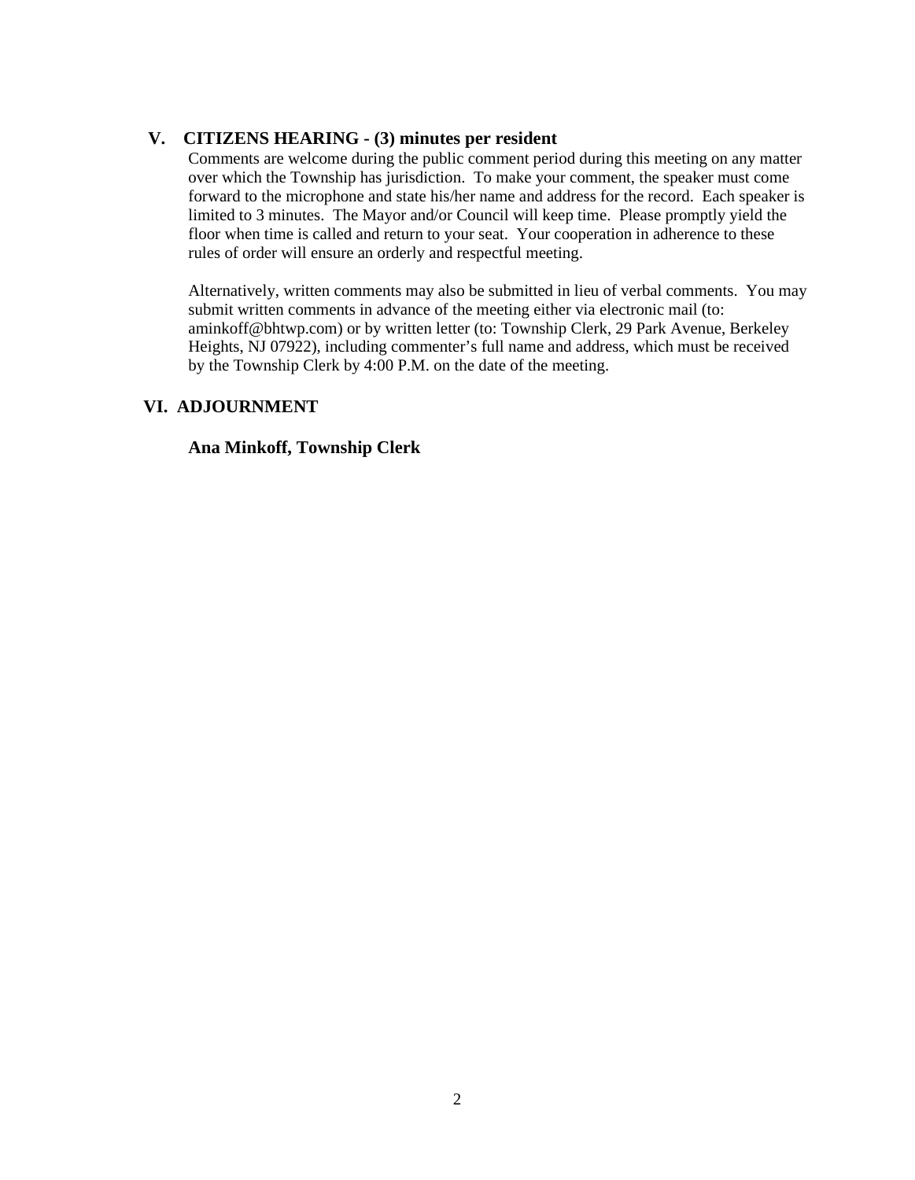## V. CITIZENS HEARING - (3) minutes per resident

Comments are welcome during the public comment period during this meeting on any matter over which the Township has jurisdiction. To make your comment, the speaker must come forward to the microphone and state his/her name and address for the record. Each speaker is limited to 3 minutes. The Mayor and/or Council will keep time. Please promptly yield the floor when time is called and return to your seat. Your cooperation in adherence to these rules of order will ensure an orderly and respectful meeting.

Alternatively, written comments may also be submitted in lieu of verbal comments. You may submit written comments in advance of the meeting either via electronic mail (to: aminkoff@bhtwp.com) or by written letter (to: Township Clerk, 29 Park Avenue, Berkeley Heights, NJ 07922), including commenter's full name and address, which must be received by the Township Clerk by 4:00 P.M. on the date of the meeting.

## VI. ADJOURNMENT

**Ana Minkoff, Township Clerk**